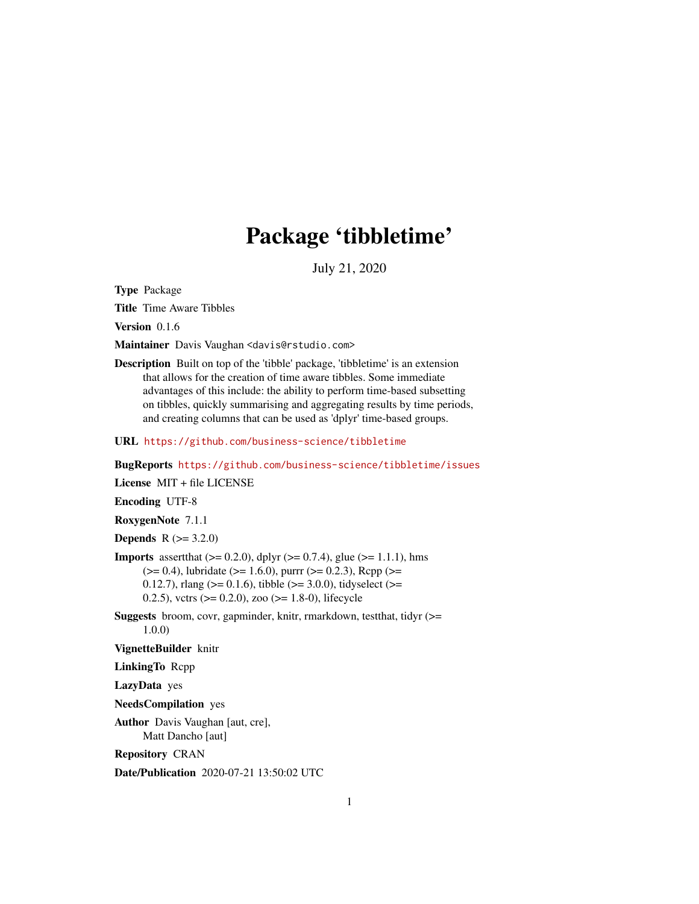# Package 'tibbletime'

July 21, 2020

**Type** Package

**Title** Time Aware Tibbles

**Version** 0.1.6

**Maintainer** Davis Vaughan <davis@rstudio.com>

**Description** Built on top of the 'tibble' package, 'tibbletime' is an extension that allows for the creation of time aware tibbles. Some immediate advantages of this include: the ability to perform time-based subsetting on tibbles, quickly summarising and aggregating results by time periods, and creating columns that can be used as 'dplyr' time-based groups.

**URL** https://github.com/business-science/tibbletime

**BugReports** https://github.com/business-science/tibbletime/issues

**License** MIT + file LICENSE

**Encoding** UTF-8

**RoxygenNote** 7.1.1

**Depends** R (>= 3.2.0)

**Imports** assertthat (>= 0.2.0), dplyr (>= 0.7.4), glue (>= 1.1.1), hms (>= 0.4), lubridate (>= 1.6.0), purrr (>= 0.2.3), Rcpp (>= 0.12.7), rlang (>= 0.1.6), tibble (>= 3.0.0), tidyselect (>= 0.2.5), vctrs (>= 0.2.0), zoo (>= 1.8-0), lifecycle

**Suggests** broom, covr, gapminder, knitr, rmarkdown, testthat, tidyr (>= 1.0.0)

**VignetteBuilder** knitr

**LinkingTo** Rcpp

**LazyData** yes

**NeedsCompilation** yes

**Author** Davis Vaughan [aut, cre], Matt Dancho [aut]

**Repository** CRAN

**Date/Publication** 2020-07-21 13:50:02 UTC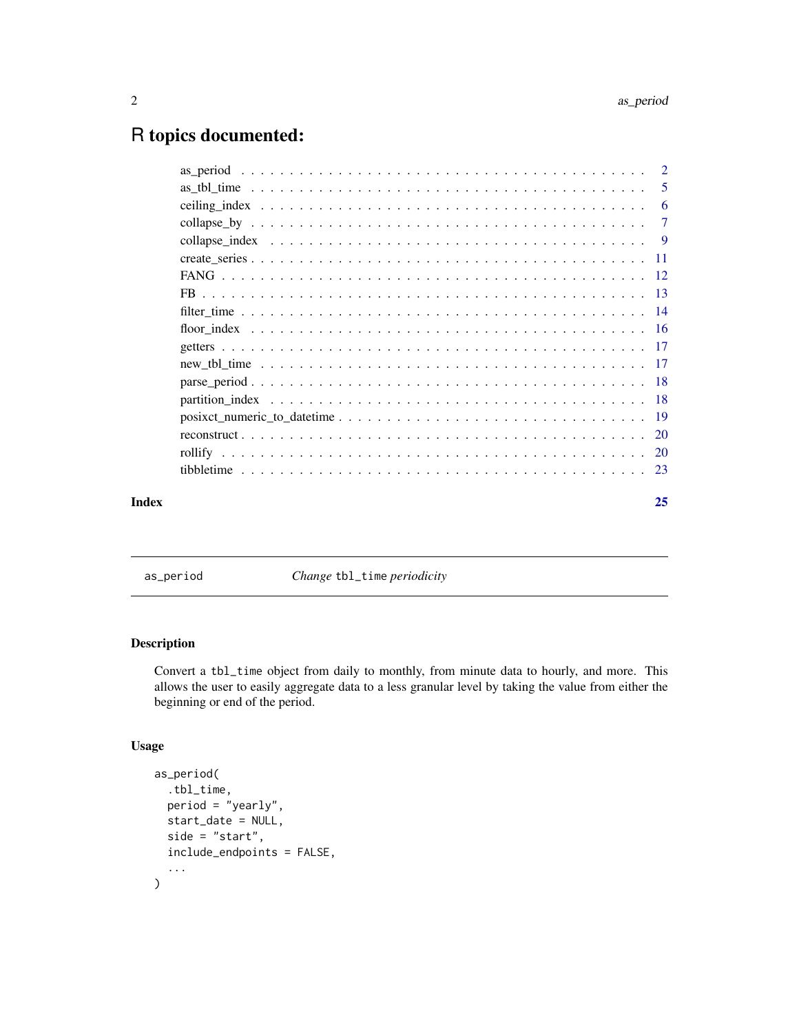# R topics documented:

| | |
|---|---|
| as_period | 2 |
| as_tbl_time | 5 |
| ceiling_index | 6 |
| collapse_by | 7 |
| collapse_index | 9 |
| create_series | 11 |
| FANG | 12 |
| FB | 13 |
| filter_time | 14 |
| floor_index | 16 |
| getters | 17 |
| new_tbl_time | 17 |
| parse_period | 18 |
| partition_index | 18 |
| posixct_numeric_to_datetime | 19 |
| reconstruct | 20 |
| rollify | 20 |
| tibbletime | 23 |

**Index** **25**

---

`as_period` *Change* `tbl_time` *periodicity*

---

## Description

Convert a `tbl_time` object from daily to monthly, from minute data to hourly, and more. This allows the user to easily aggregate data to a less granular level by taking the value from either the beginning or end of the period.

## Usage

```
as_period(
  .tbl_time,
  period = "yearly",
  start_date = NULL,
  side = "start",
  include_endpoints = FALSE,
  ...
)
```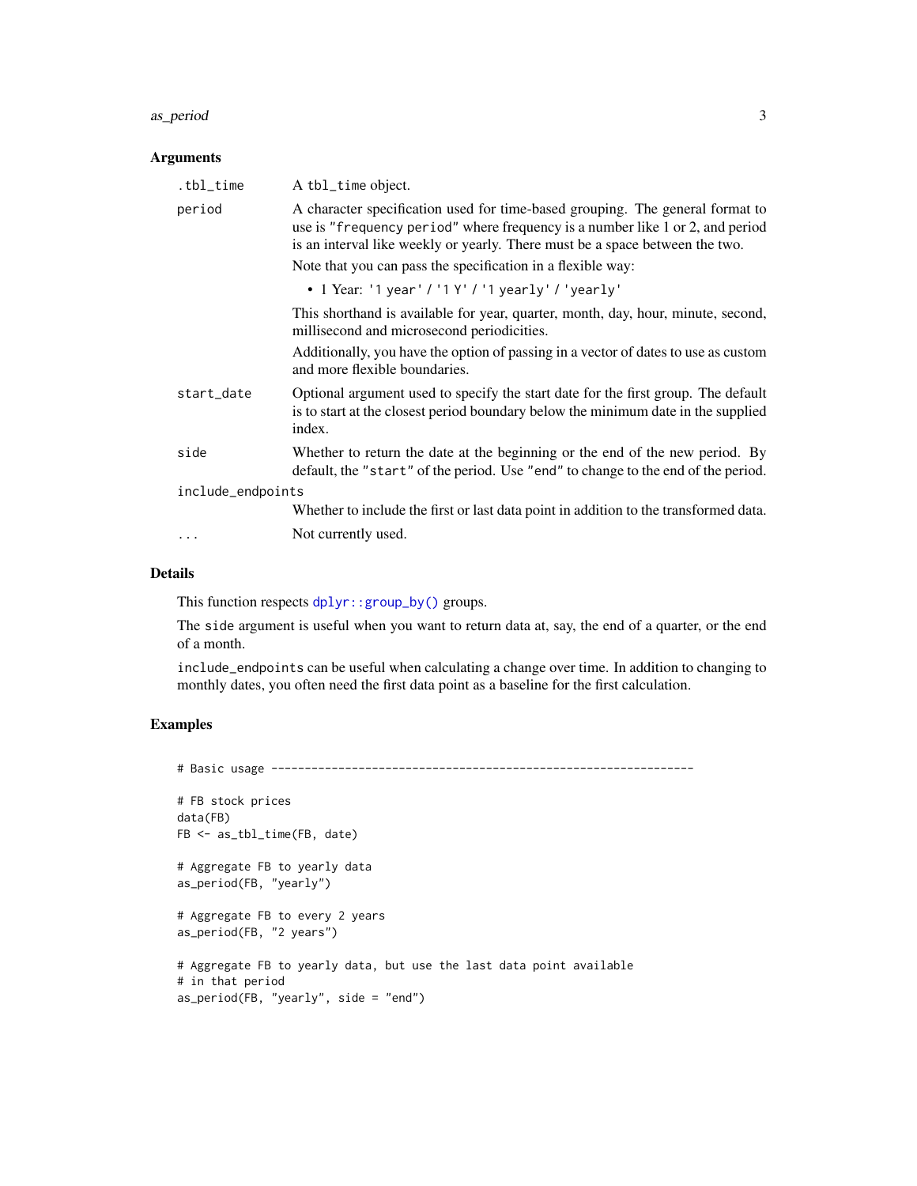### Arguments

| | |
|---|---|
| `.tbl_time` | A `tbl_time` object. |
| `period` | A character specification used for time-based grouping. The general format to use is `"frequency period"` where frequency is a number like 1 or 2, and period is an interval like weekly or yearly. There must be a space between the two.<br><br>Note that you can pass the specification in a flexible way:<br><br>• 1 Year: `'1 year'` / `'1 Y'` / `'1 yearly'` / `'yearly'`<br><br>This shorthand is available for year, quarter, month, day, hour, minute, second, millisecond and microsecond periodicities.<br><br>Additionally, you have the option of passing in a vector of dates to use as custom and more flexible boundaries. |
| `start_date` | Optional argument used to specify the start date for the first group. The default is to start at the closest period boundary below the minimum date in the supplied index. |
| `side` | Whether to return the date at the beginning or the end of the new period. By default, the `"start"` of the period. Use `"end"` to change to the end of the period. |
| `include_endpoints` | Whether to include the first or last data point in addition to the transformed data. |
| `...` | Not currently used. |

### Details

This function respects `dplyr::group_by()` groups.

The `side` argument is useful when you want to return data at, say, the end of a quarter, or the end of a month.

`include_endpoints` can be useful when calculating a change over time. In addition to changing to monthly dates, you often need the first data point as a baseline for the first calculation.

### Examples

```
# Basic usage ---------------------------------------------------------------

# FB stock prices
data(FB)
FB <- as_tbl_time(FB, date)

# Aggregate FB to yearly data
as_period(FB, "yearly")

# Aggregate FB to every 2 years
as_period(FB, "2 years")

# Aggregate FB to yearly data, but use the last data point available
# in that period
as_period(FB, "yearly", side = "end")
```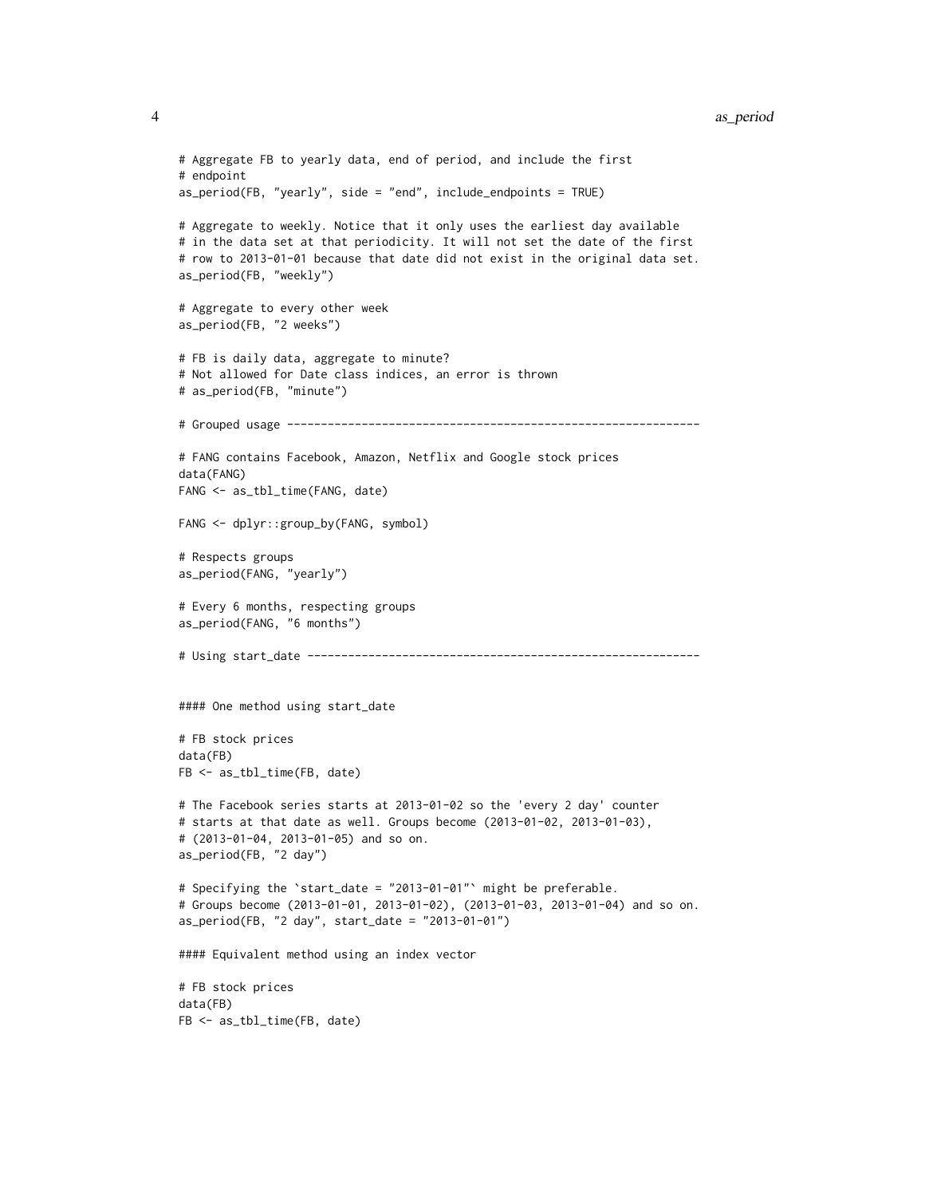```
# Aggregate FB to yearly data, end of period, and include the first
# endpoint
as_period(FB, "yearly", side = "end", include_endpoints = TRUE)

# Aggregate to weekly. Notice that it only uses the earliest day available
# in the data set at that periodicity. It will not set the date of the first
# row to 2013-01-01 because that date did not exist in the original data set.
as_period(FB, "weekly")

# Aggregate to every other week
as_period(FB, "2 weeks")

# FB is daily data, aggregate to minute?
# Not allowed for Date class indices, an error is thrown
# as_period(FB, "minute")

# Grouped usage -------------------------------------------------------------

# FANG contains Facebook, Amazon, Netflix and Google stock prices
data(FANG)
FANG <- as_tbl_time(FANG, date)

FANG <- dplyr::group_by(FANG, symbol)

# Respects groups
as_period(FANG, "yearly")

# Every 6 months, respecting groups
as_period(FANG, "6 months")

# Using start_date ----------------------------------------------------------


#### One method using start_date

# FB stock prices
data(FB)
FB <- as_tbl_time(FB, date)

# The Facebook series starts at 2013-01-02 so the 'every 2 day' counter
# starts at that date as well. Groups become (2013-01-02, 2013-01-03),
# (2013-01-04, 2013-01-05) and so on.
as_period(FB, "2 day")

# Specifying the `start_date = "2013-01-01"` might be preferable.
# Groups become (2013-01-01, 2013-01-02), (2013-01-03, 2013-01-04) and so on.
as_period(FB, "2 day", start_date = "2013-01-01")

#### Equivalent method using an index vector

# FB stock prices
data(FB)
FB <- as_tbl_time(FB, date)
```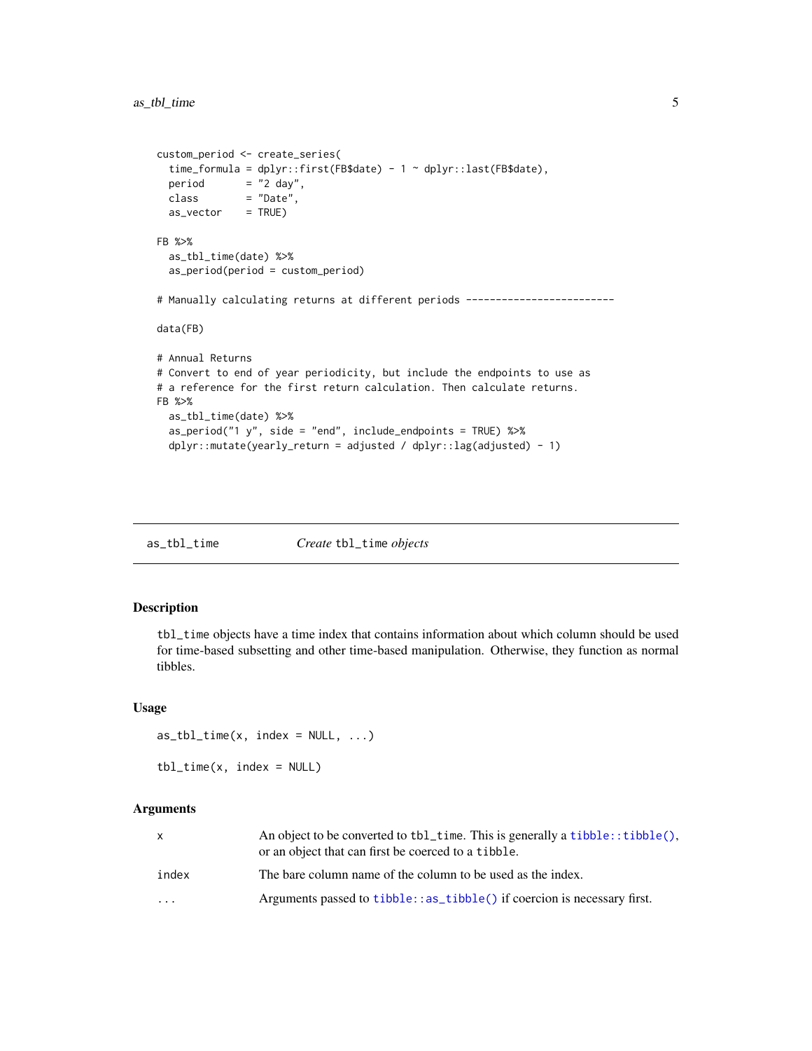```
custom_period <- create_series(
  time_formula = dplyr::first(FB$date) - 1 ~ dplyr::last(FB$date),
  period       = "2 day",
  class        = "Date",
  as_vector    = TRUE)

FB %>%
  as_tbl_time(date) %>%
  as_period(period = custom_period)

# Manually calculating returns at different periods -------------------------

data(FB)

# Annual Returns
# Convert to end of year periodicity, but include the endpoints to use as
# a reference for the first return calculation. Then calculate returns.
FB %>%
  as_tbl_time(date) %>%
  as_period("1 y", side = "end", include_endpoints = TRUE) %>%
  dplyr::mutate(yearly_return = adjusted / dplyr::lag(adjusted) - 1)
```

---

`as_tbl_time` &nbsp;&nbsp;&nbsp;&nbsp; *Create* `tbl_time` *objects*

---

## Description

`tbl_time` objects have a time index that contains information about which column should be used for time-based subsetting and other time-based manipulation. Otherwise, they function as normal tibbles.

## Usage

```
as_tbl_time(x, index = NULL, ...)

tbl_time(x, index = NULL)
```

## Arguments

| | |
|---|---|
| `x` | An object to be converted to `tbl_time`. This is generally a `tibble::tibble()`, or an object that can first be coerced to a `tibble`. |
| `index` | The bare column name of the column to be used as the index. |
| `...` | Arguments passed to `tibble::as_tibble()` if coercion is necessary first. |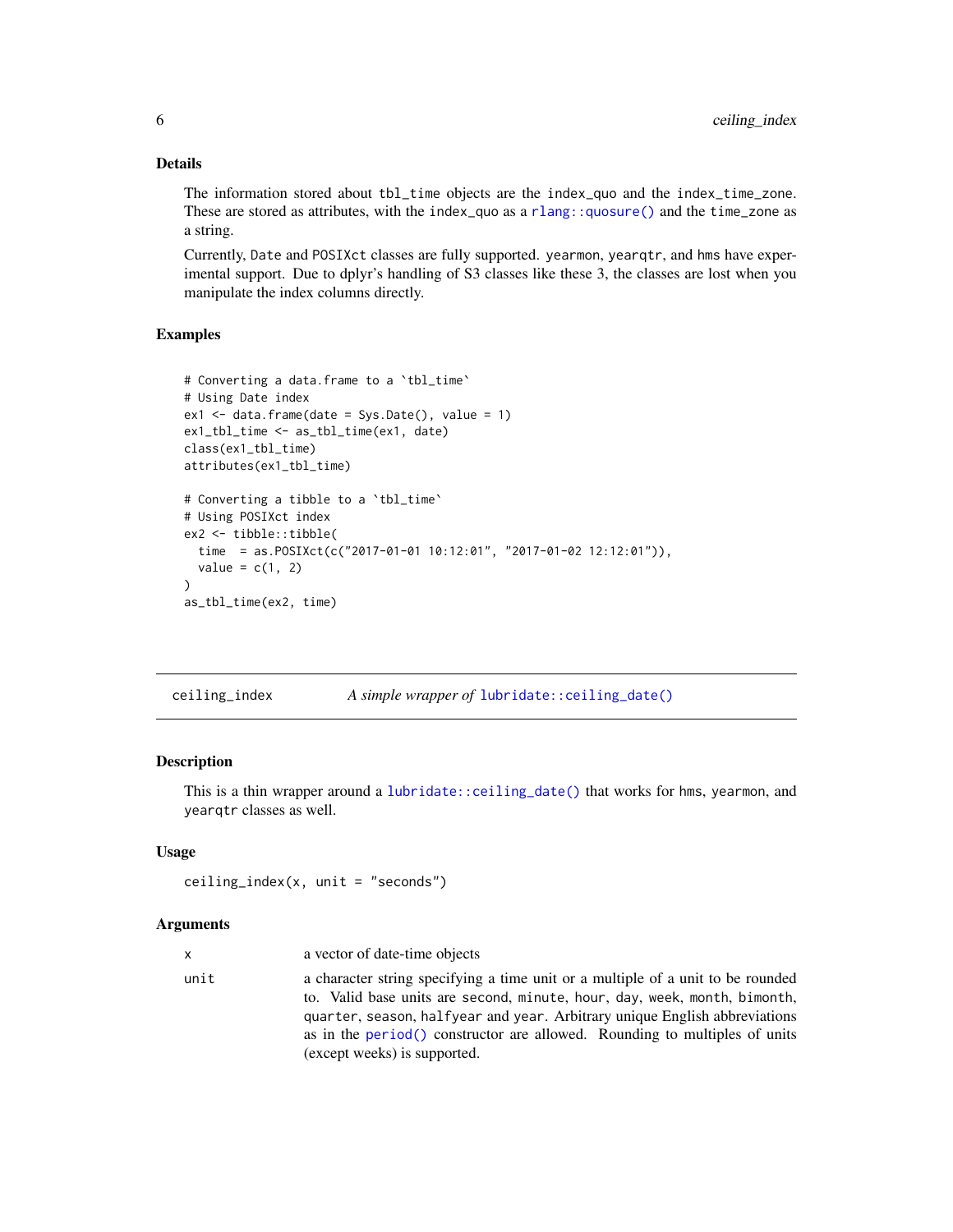### Details

The information stored about `tbl_time` objects are the `index_quo` and the `index_time_zone`. These are stored as attributes, with the `index_quo` as a `rlang::quosure()` and the `time_zone` as a string.

Currently, `Date` and `POSIXct` classes are fully supported. `yearmon`, `yearqtr`, and `hms` have experimental support. Due to dplyr's handling of S3 classes like these 3, the classes are lost when you manipulate the index columns directly.

### Examples

```
# Converting a data.frame to a `tbl_time`
# Using Date index
ex1 <- data.frame(date = Sys.Date(), value = 1)
ex1_tbl_time <- as_tbl_time(ex1, date)
class(ex1_tbl_time)
attributes(ex1_tbl_time)

# Converting a tibble to a `tbl_time`
# Using POSIXct index
ex2 <- tibble::tibble(
  time  = as.POSIXct(c("2017-01-01 10:12:01", "2017-01-02 12:12:01")),
  value = c(1, 2)
)
as_tbl_time(ex2, time)
```

---

## ceiling_index — *A simple wrapper of* `lubridate::ceiling_date()`

### Description

This is a thin wrapper around a `lubridate::ceiling_date()` that works for `hms`, `yearmon`, and `yearqtr` classes as well.

### Usage

```
ceiling_index(x, unit = "seconds")
```

### Arguments

| | |
|---|---|
| `x` | a vector of date-time objects |
| `unit` | a character string specifying a time unit or a multiple of a unit to be rounded to. Valid base units are `second`, `minute`, `hour`, `day`, `week`, `month`, `bimonth`, `quarter`, `season`, `halfyear` and `year`. Arbitrary unique English abbreviations as in the `period()` constructor are allowed. Rounding to multiples of units (except weeks) is supported. |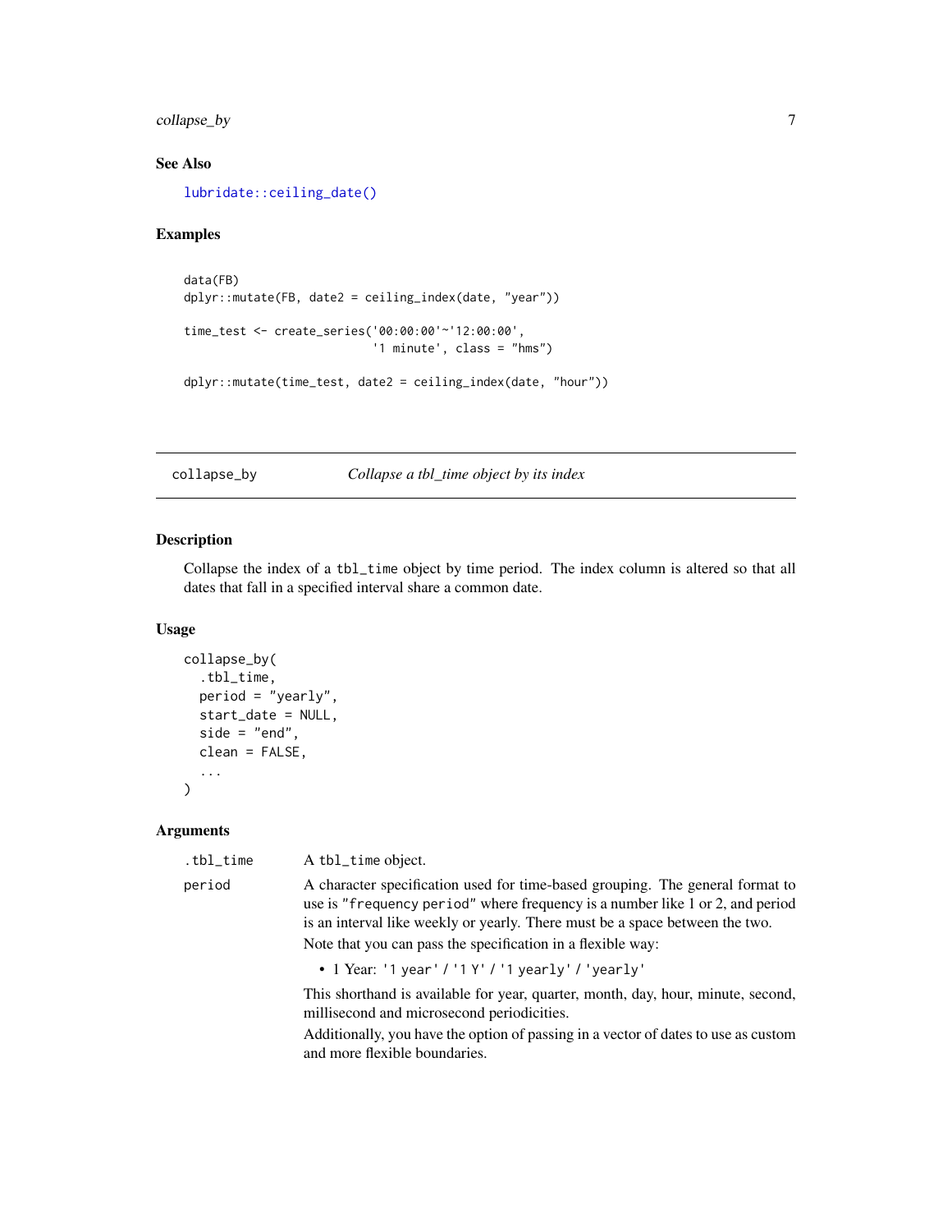### See Also

lubridate::ceiling_date()

### Examples

```
data(FB)
dplyr::mutate(FB, date2 = ceiling_index(date, "year"))

time_test <- create_series('00:00:00'~'12:00:00',
                           '1 minute', class = "hms")

dplyr::mutate(time_test, date2 = ceiling_index(date, "hour"))
```

---

## collapse_by — *Collapse a tbl_time object by its index*

### Description

Collapse the index of a `tbl_time` object by time period. The index column is altered so that all dates that fall in a specified interval share a common date.

### Usage

```
collapse_by(
  .tbl_time,
  period = "yearly",
  start_date = NULL,
  side = "end",
  clean = FALSE,
  ...
)
```

### Arguments

`.tbl_time` — A `tbl_time` object.

`period` — A character specification used for time-based grouping. The general format to use is `"frequency period"` where frequency is a number like 1 or 2, and period is an interval like weekly or yearly. There must be a space between the two.

Note that you can pass the specification in a flexible way:

- 1 Year: `'1 year'` / `'1 Y'` / `'1 yearly'` / `'yearly'`

This shorthand is available for year, quarter, month, day, hour, minute, second, millisecond and microsecond periodicities.

Additionally, you have the option of passing in a vector of dates to use as custom and more flexible boundaries.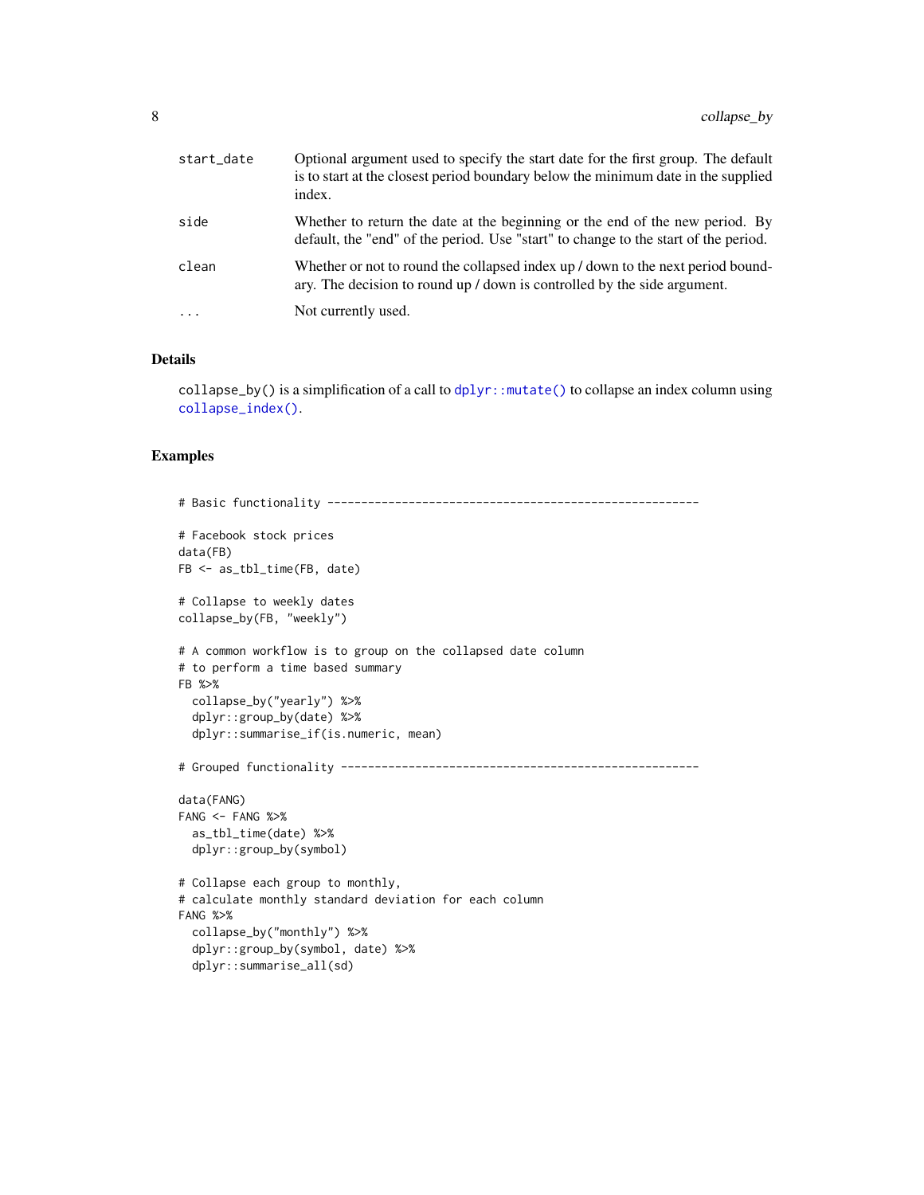| | |
|---|---|
| start_date | Optional argument used to specify the start date for the first group. The default is to start at the closest period boundary below the minimum date in the supplied index. |
| side | Whether to return the date at the beginning or the end of the new period. By default, the "end" of the period. Use "start" to change to the start of the period. |
| clean | Whether or not to round the collapsed index up / down to the next period boundary. The decision to round up / down is controlled by the side argument. |
| ... | Not currently used. |

### Details

collapse_by() is a simplification of a call to dplyr::mutate() to collapse an index column using collapse_index().

### Examples

```
# Basic functionality -------------------------------------------------------

# Facebook stock prices
data(FB)
FB <- as_tbl_time(FB, date)

# Collapse to weekly dates
collapse_by(FB, "weekly")

# A common workflow is to group on the collapsed date column
# to perform a time based summary
FB %>%
  collapse_by("yearly") %>%
  dplyr::group_by(date) %>%
  dplyr::summarise_if(is.numeric, mean)

# Grouped functionality -----------------------------------------------------

data(FANG)
FANG <- FANG %>%
  as_tbl_time(date) %>%
  dplyr::group_by(symbol)

# Collapse each group to monthly,
# calculate monthly standard deviation for each column
FANG %>%
  collapse_by("monthly") %>%
  dplyr::group_by(symbol, date) %>%
  dplyr::summarise_all(sd)
```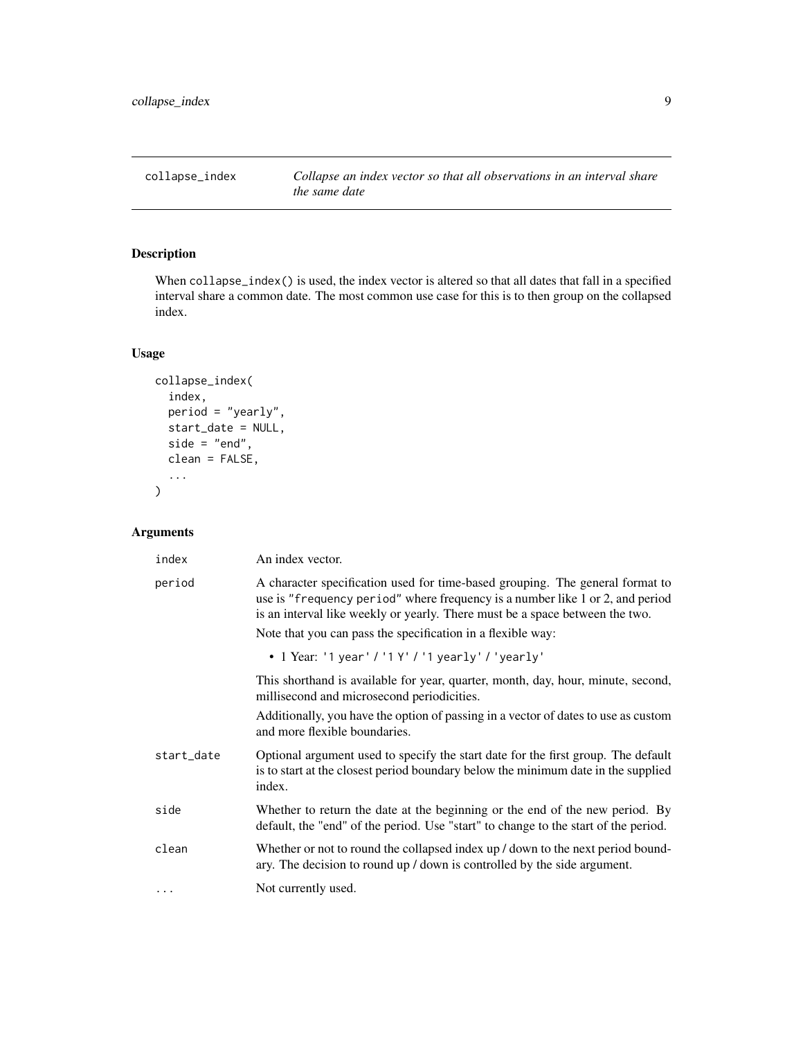## collapse_index — *Collapse an index vector so that all observations in an interval share the same date*

### Description

When `collapse_index()` is used, the index vector is altered so that all dates that fall in a specified interval share a common date. The most common use case for this is to then group on the collapsed index.

### Usage

```
collapse_index(
  index,
  period = "yearly",
  start_date = NULL,
  side = "end",
  clean = FALSE,
  ...
)
```

### Arguments

| Argument | Description |
| --- | --- |
| `index` | An index vector. |
| `period` | A character specification used for time-based grouping. The general format to use is `"frequency period"` where frequency is a number like 1 or 2, and period is an interval like weekly or yearly. There must be a space between the two.<br><br>Note that you can pass the specification in a flexible way:<br><br>• 1 Year: `'1 year'` / `'1 Y'` / `'1 yearly'` / `'yearly'`<br><br>This shorthand is available for year, quarter, month, day, hour, minute, second, millisecond and microsecond periodicities.<br><br>Additionally, you have the option of passing in a vector of dates to use as custom and more flexible boundaries. |
| `start_date` | Optional argument used to specify the start date for the first group. The default is to start at the closest period boundary below the minimum date in the supplied index. |
| `side` | Whether to return the date at the beginning or the end of the new period. By default, the "end" of the period. Use "start" to change to the start of the period. |
| `clean` | Whether or not to round the collapsed index up / down to the next period boundary. The decision to round up / down is controlled by the side argument. |
| `...` | Not currently used. |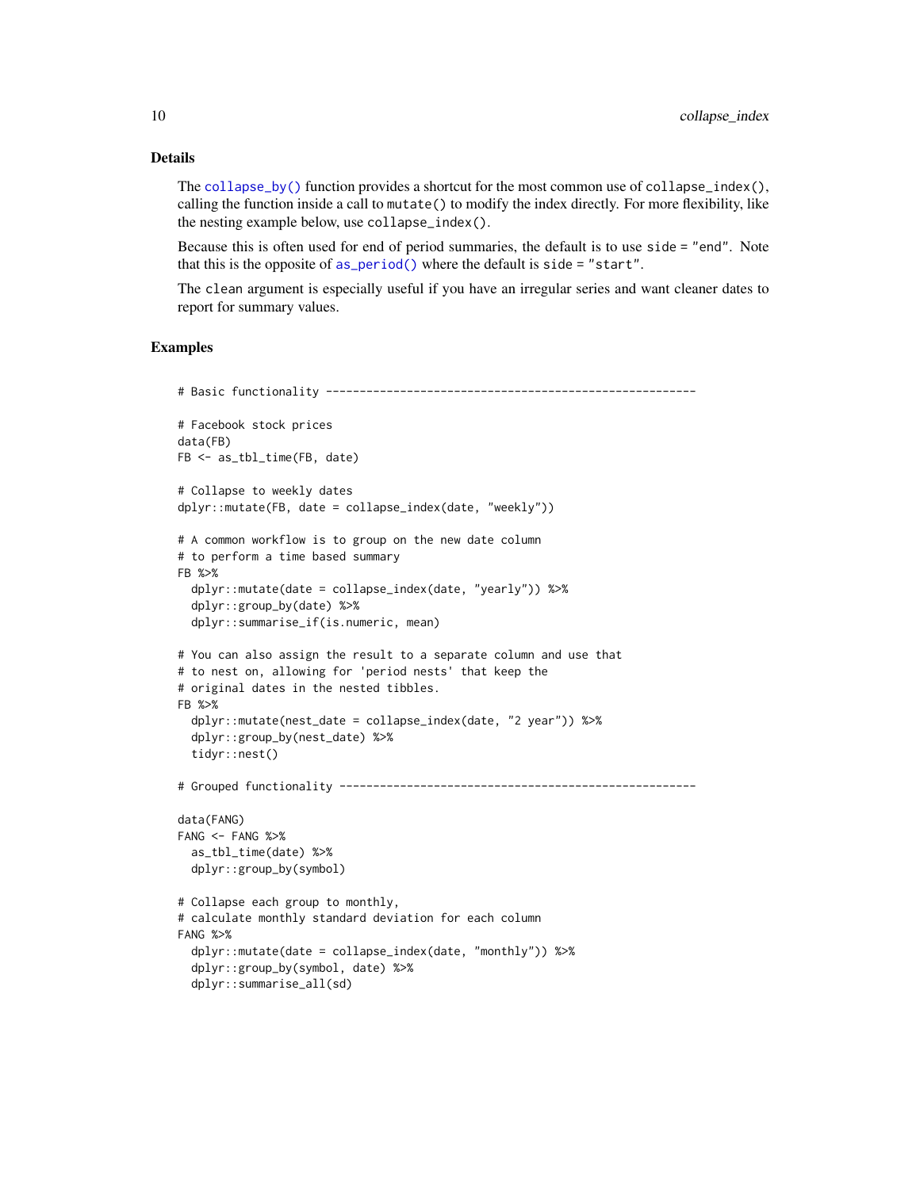## Details

The `collapse_by()` function provides a shortcut for the most common use of `collapse_index()`, calling the function inside a call to `mutate()` to modify the index directly. For more flexibility, like the nesting example below, use `collapse_index()`.

Because this is often used for end of period summaries, the default is to use `side = "end"`. Note that this is the opposite of `as_period()` where the default is `side = "start"`.

The `clean` argument is especially useful if you have an irregular series and want cleaner dates to report for summary values.

## Examples

```
# Basic functionality -------------------------------------------------------

# Facebook stock prices
data(FB)
FB <- as_tbl_time(FB, date)

# Collapse to weekly dates
dplyr::mutate(FB, date = collapse_index(date, "weekly"))

# A common workflow is to group on the new date column
# to perform a time based summary
FB %>%
  dplyr::mutate(date = collapse_index(date, "yearly")) %>%
  dplyr::group_by(date) %>%
  dplyr::summarise_if(is.numeric, mean)

# You can also assign the result to a separate column and use that
# to nest on, allowing for 'period nests' that keep the
# original dates in the nested tibbles.
FB %>%
  dplyr::mutate(nest_date = collapse_index(date, "2 year")) %>%
  dplyr::group_by(nest_date) %>%
  tidyr::nest()

# Grouped functionality -----------------------------------------------------

data(FANG)
FANG <- FANG %>%
  as_tbl_time(date) %>%
  dplyr::group_by(symbol)

# Collapse each group to monthly,
# calculate monthly standard deviation for each column
FANG %>%
  dplyr::mutate(date = collapse_index(date, "monthly")) %>%
  dplyr::group_by(symbol, date) %>%
  dplyr::summarise_all(sd)
```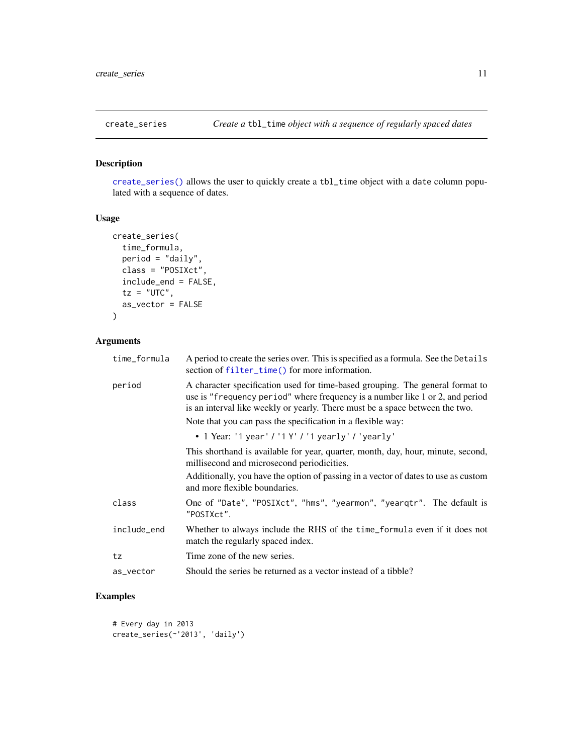## create_series — *Create a* `tbl_time` *object with a sequence of regularly spaced dates*

### Description

`create_series()` allows the user to quickly create a `tbl_time` object with a `date` column populated with a sequence of dates.

### Usage

```
create_series(
  time_formula,
  period = "daily",
  class = "POSIXct",
  include_end = FALSE,
  tz = "UTC",
  as_vector = FALSE
)
```

### Arguments

| | |
|---|---|
| `time_formula` | A period to create the series over. This is specified as a formula. See the `Details` section of `filter_time()` for more information. |
| `period` | A character specification used for time-based grouping. The general format to use is `"frequency period"` where frequency is a number like 1 or 2, and period is an interval like weekly or yearly. There must be a space between the two. <br><br> Note that you can pass the specification in a flexible way: <br><br> • 1 Year: `'1 year'` / `'1 Y'` / `'1 yearly'` / `'yearly'` <br><br> This shorthand is available for year, quarter, month, day, hour, minute, second, millisecond and microsecond periodicities. <br><br> Additionally, you have the option of passing in a vector of dates to use as custom and more flexible boundaries. |
| `class` | One of `"Date"`, `"POSIXct"`, `"hms"`, `"yearmon"`, `"yearqtr"`. The default is `"POSIXct"`. |
| `include_end` | Whether to always include the RHS of the `time_formula` even if it does not match the regularly spaced index. |
| `tz` | Time zone of the new series. |
| `as_vector` | Should the series be returned as a vector instead of a tibble? |

### Examples

```
# Every day in 2013
create_series(~'2013', 'daily')
```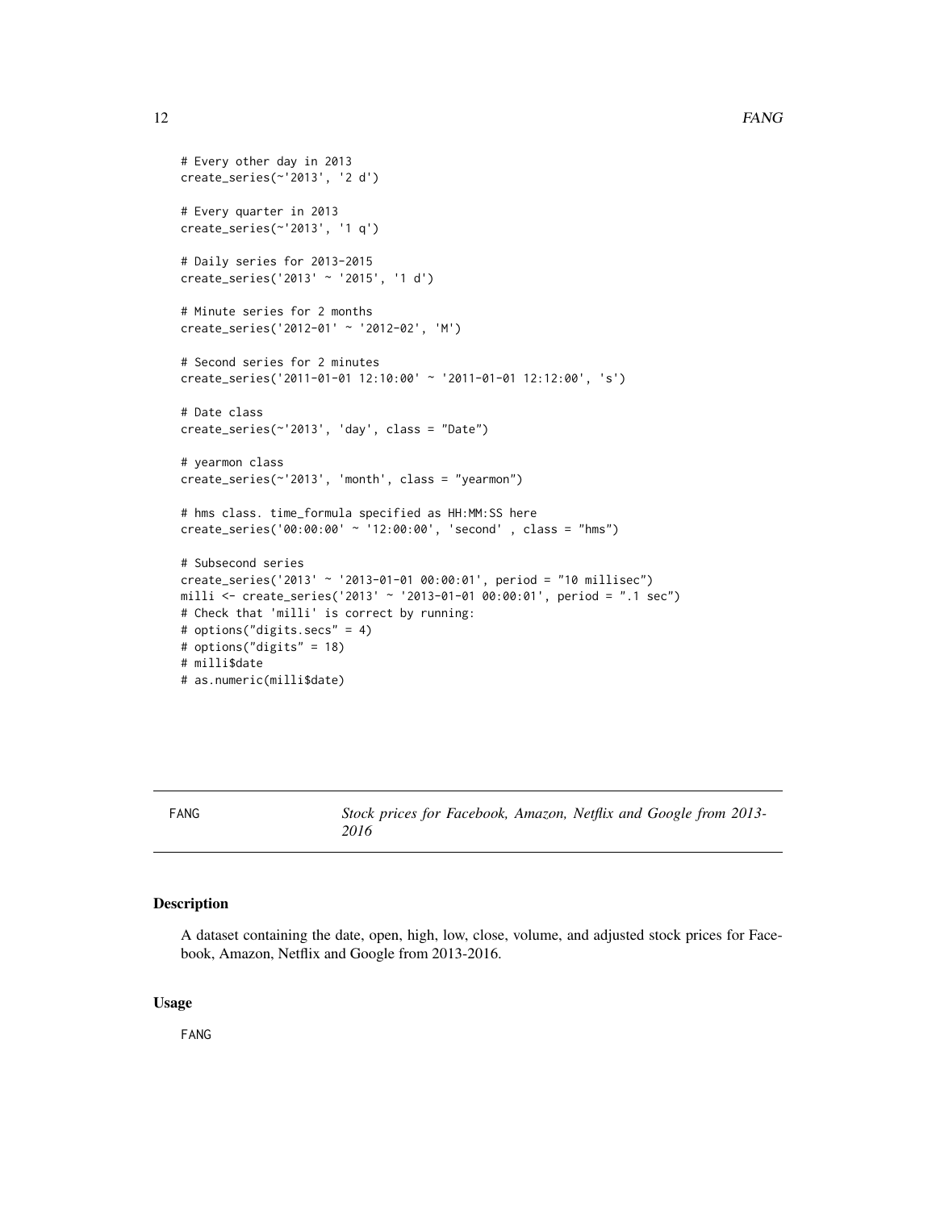```
# Every other day in 2013
create_series(~'2013', '2 d')

# Every quarter in 2013
create_series(~'2013', '1 q')

# Daily series for 2013-2015
create_series('2013' ~ '2015', '1 d')

# Minute series for 2 months
create_series('2012-01' ~ '2012-02', 'M')

# Second series for 2 minutes
create_series('2011-01-01 12:10:00' ~ '2011-01-01 12:12:00', 's')

# Date class
create_series(~'2013', 'day', class = "Date")

# yearmon class
create_series(~'2013', 'month', class = "yearmon")

# hms class. time_formula specified as HH:MM:SS here
create_series('00:00:00' ~ '12:00:00', 'second' , class = "hms")

# Subsecond series
create_series('2013' ~ '2013-01-01 00:00:01', period = "10 millisec")
milli <- create_series('2013' ~ '2013-01-01 00:00:01', period = ".1 sec")
# Check that 'milli' is correct by running:
# options("digits.secs" = 4)
# options("digits" = 18)
# milli$date
# as.numeric(milli$date)
```

---

FANG — *Stock prices for Facebook, Amazon, Netflix and Google from 2013-2016*

---

## Description

A dataset containing the date, open, high, low, close, volume, and adjusted stock prices for Facebook, Amazon, Netflix and Google from 2013-2016.

## Usage

```
FANG
```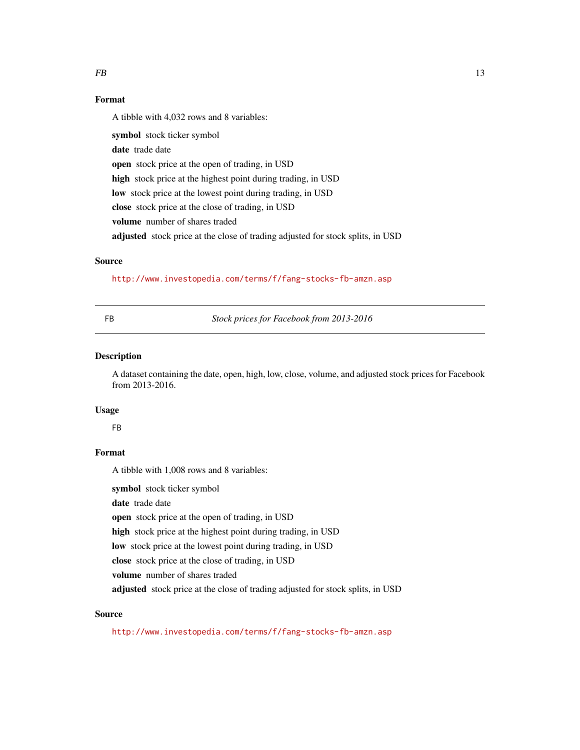## Format

A tibble with 4,032 rows and 8 variables:

**symbol** stock ticker symbol

**date** trade date

**open** stock price at the open of trading, in USD

**high** stock price at the highest point during trading, in USD

**low** stock price at the lowest point during trading, in USD

**close** stock price at the close of trading, in USD

**volume** number of shares traded

**adjusted** stock price at the close of trading adjusted for stock splits, in USD

## Source

http://www.investopedia.com/terms/f/fang-stocks-fb-amzn.asp

---

# FB — *Stock prices for Facebook from 2013-2016*

## Description

A dataset containing the date, open, high, low, close, volume, and adjusted stock prices for Facebook from 2013-2016.

## Usage

```
FB
```

## Format

A tibble with 1,008 rows and 8 variables:

**symbol** stock ticker symbol

**date** trade date

**open** stock price at the open of trading, in USD

**high** stock price at the highest point during trading, in USD

**low** stock price at the lowest point during trading, in USD

**close** stock price at the close of trading, in USD

**volume** number of shares traded

**adjusted** stock price at the close of trading adjusted for stock splits, in USD

## Source

http://www.investopedia.com/terms/f/fang-stocks-fb-amzn.asp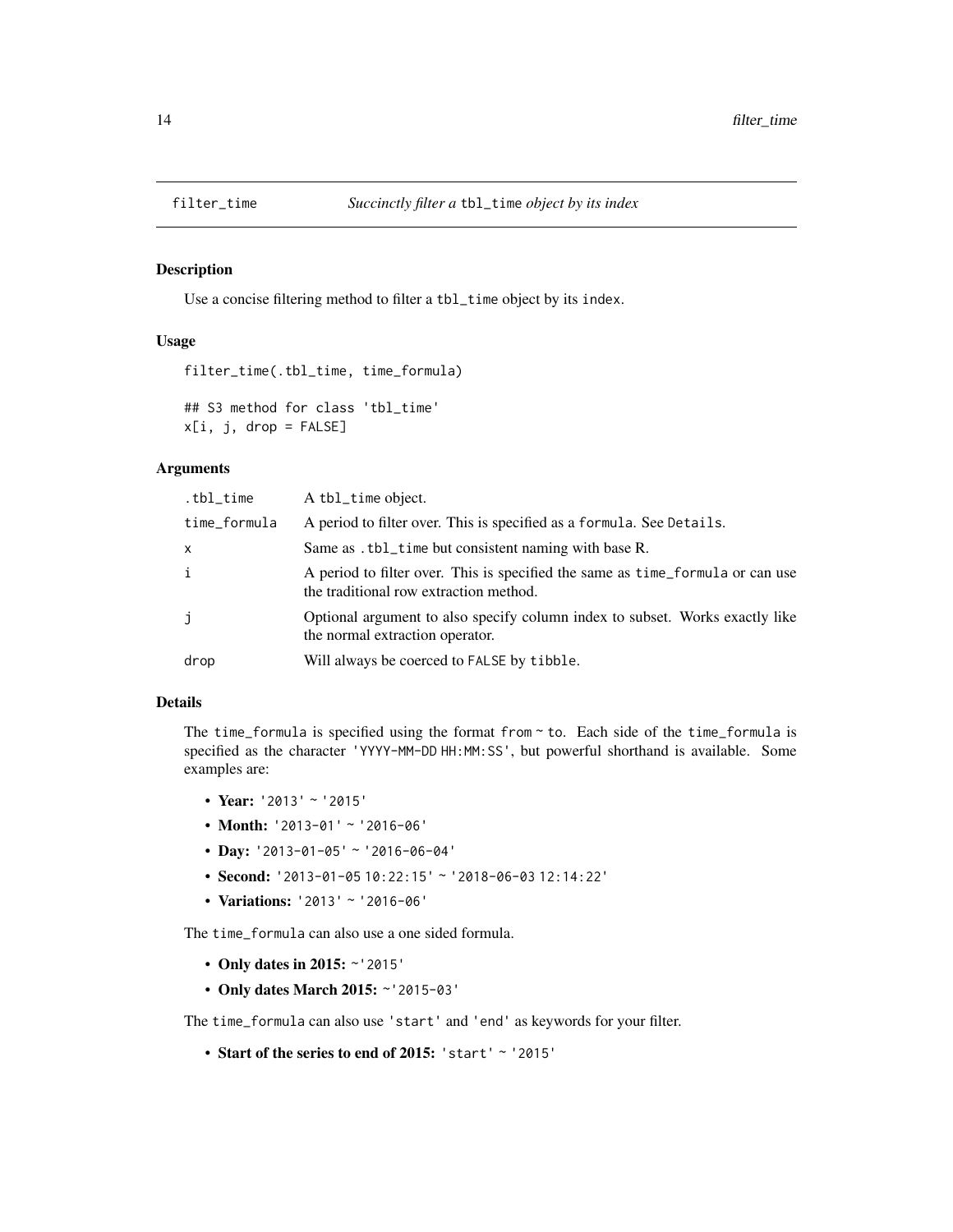## filter_time — *Succinctly filter a* `tbl_time` *object by its index*

### Description

Use a concise filtering method to filter a `tbl_time` object by its `index`.

### Usage

```
filter_time(.tbl_time, time_formula)

## S3 method for class 'tbl_time'
x[i, j, drop = FALSE]
```

### Arguments

| | |
|---|---|
| `.tbl_time` | A `tbl_time` object. |
| `time_formula` | A period to filter over. This is specified as a `formula`. See `Details`. |
| `x` | Same as `.tbl_time` but consistent naming with base R. |
| `i` | A period to filter over. This is specified the same as `time_formula` or can use the traditional row extraction method. |
| `j` | Optional argument to also specify column index to subset. Works exactly like the normal extraction operator. |
| `drop` | Will always be coerced to `FALSE` by `tibble`. |

### Details

The `time_formula` is specified using the format `from ~ to`. Each side of the `time_formula` is specified as the character `'YYYY-MM-DD HH:MM:SS'`, but powerful shorthand is available. Some examples are:

- **Year:** `'2013' ~ '2015'`
- **Month:** `'2013-01' ~ '2016-06'`
- **Day:** `'2013-01-05' ~ '2016-06-04'`
- **Second:** `'2013-01-05 10:22:15' ~ '2018-06-03 12:14:22'`
- **Variations:** `'2013' ~ '2016-06'`

The `time_formula` can also use a one sided formula.

- **Only dates in 2015:** `~'2015'`
- **Only dates March 2015:** `~'2015-03'`

The `time_formula` can also use `'start'` and `'end'` as keywords for your filter.

- **Start of the series to end of 2015:** `'start' ~ '2015'`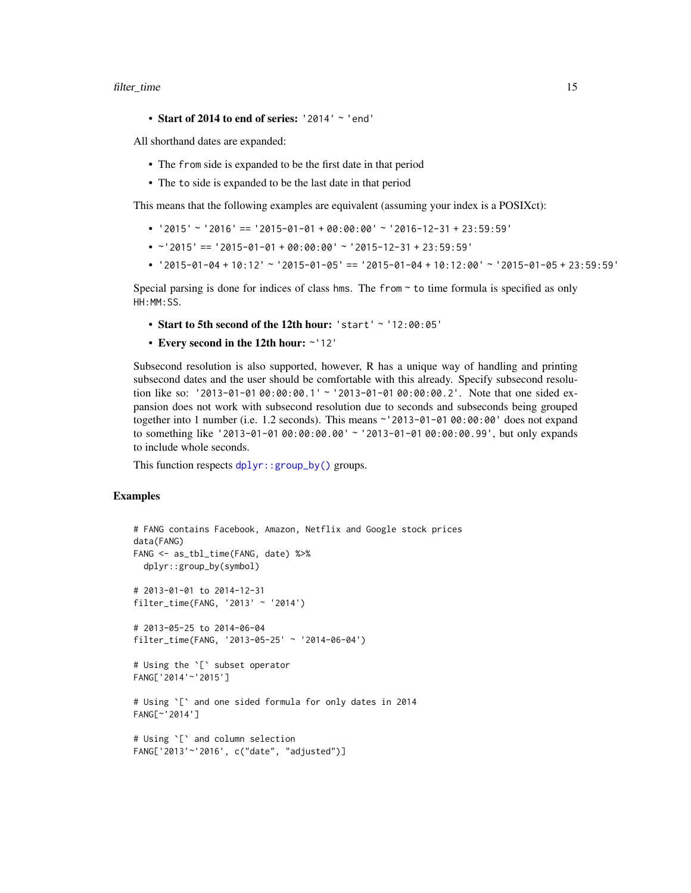- **Start of 2014 to end of series:** `'2014' ~ 'end'`

All shorthand dates are expanded:

- The `from` side is expanded to be the first date in that period
- The `to` side is expanded to be the last date in that period

This means that the following examples are equivalent (assuming your index is a POSIXct):

- `'2015' ~ '2016' == '2015-01-01 + 00:00:00' ~ '2016-12-31 + 23:59:59'`
- `~'2015' == '2015-01-01 + 00:00:00' ~ '2015-12-31 + 23:59:59'`
- `'2015-01-04 + 10:12' ~ '2015-01-05' == '2015-01-04 + 10:12:00' ~ '2015-01-05 + 23:59:59'`

Special parsing is done for indices of class `hms`. The `from ~ to` time formula is specified as only `HH:MM:SS`.

- **Start to 5th second of the 12th hour:** `'start' ~ '12:00:05'`
- **Every second in the 12th hour:** `~'12'`

Subsecond resolution is also supported, however, R has a unique way of handling and printing subsecond dates and the user should be comfortable with this already. Specify subsecond resolution like so: `'2013-01-01 00:00:00.1' ~ '2013-01-01 00:00:00.2'`. Note that one sided expansion does not work with subsecond resolution due to seconds and subseconds being grouped together into 1 number (i.e. 1.2 seconds). This means `~'2013-01-01 00:00:00'` does not expand to something like `'2013-01-01 00:00:00.00' ~ '2013-01-01 00:00:00.99'`, but only expands to include whole seconds.

This function respects `dplyr::group_by()` groups.

### Examples

```
# FANG contains Facebook, Amazon, Netflix and Google stock prices
data(FANG)
FANG <- as_tbl_time(FANG, date) %>%
  dplyr::group_by(symbol)

# 2013-01-01 to 2014-12-31
filter_time(FANG, '2013' ~ '2014')

# 2013-05-25 to 2014-06-04
filter_time(FANG, '2013-05-25' ~ '2014-06-04')

# Using the `[` subset operator
FANG['2014'~'2015']

# Using `[` and one sided formula for only dates in 2014
FANG[~'2014']

# Using `[` and column selection
FANG['2013'~'2016', c("date", "adjusted")]
```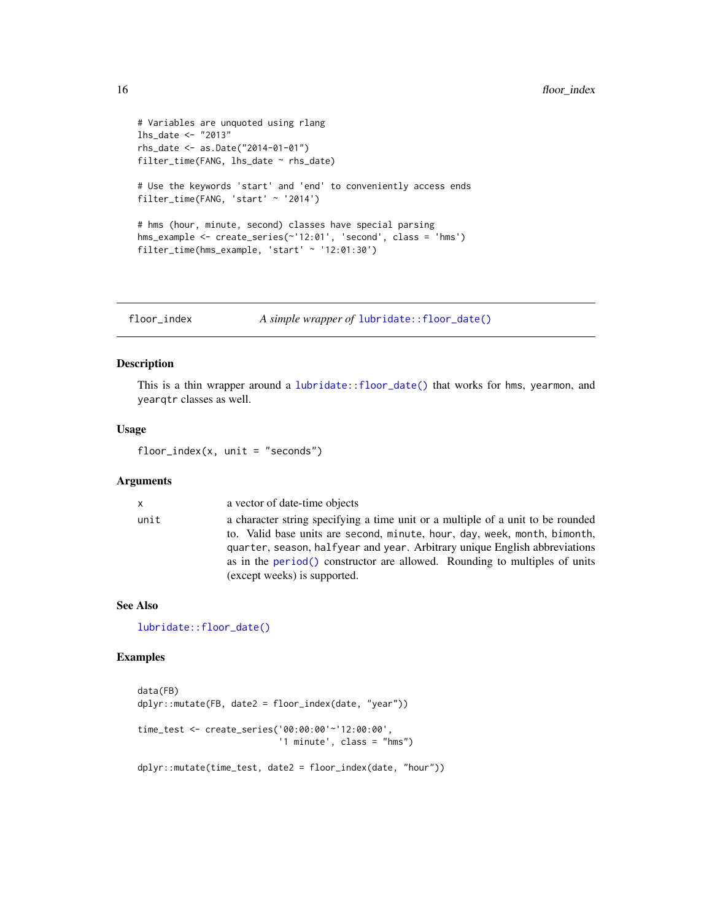```
# Variables are unquoted using rlang
lhs_date <- "2013"
rhs_date <- as.Date("2014-01-01")
filter_time(FANG, lhs_date ~ rhs_date)

# Use the keywords 'start' and 'end' to conveniently access ends
filter_time(FANG, 'start' ~ '2014')

# hms (hour, minute, second) classes have special parsing
hms_example <- create_series(~'12:01', 'second', class = 'hms')
filter_time(hms_example, 'start' ~ '12:01:30')
```

## floor_index — *A simple wrapper of* `lubridate::floor_date()`

### Description

This is a thin wrapper around a `lubridate::floor_date()` that works for `hms`, `yearmon`, and `yearqtr` classes as well.

### Usage

```
floor_index(x, unit = "seconds")
```

### Arguments

| | |
|---|---|
| `x` | a vector of date-time objects |
| `unit` | a character string specifying a time unit or a multiple of a unit to be rounded to. Valid base units are `second`, `minute`, `hour`, `day`, `week`, `month`, `bimonth`, `quarter`, `season`, `halfyear` and `year`. Arbitrary unique English abbreviations as in the `period()` constructor are allowed. Rounding to multiples of units (except weeks) is supported. |

### See Also

`lubridate::floor_date()`

### Examples

```
data(FB)
dplyr::mutate(FB, date2 = floor_index(date, "year"))

time_test <- create_series('00:00:00'~'12:00:00',
                           '1 minute', class = "hms")

dplyr::mutate(time_test, date2 = floor_index(date, "hour"))
```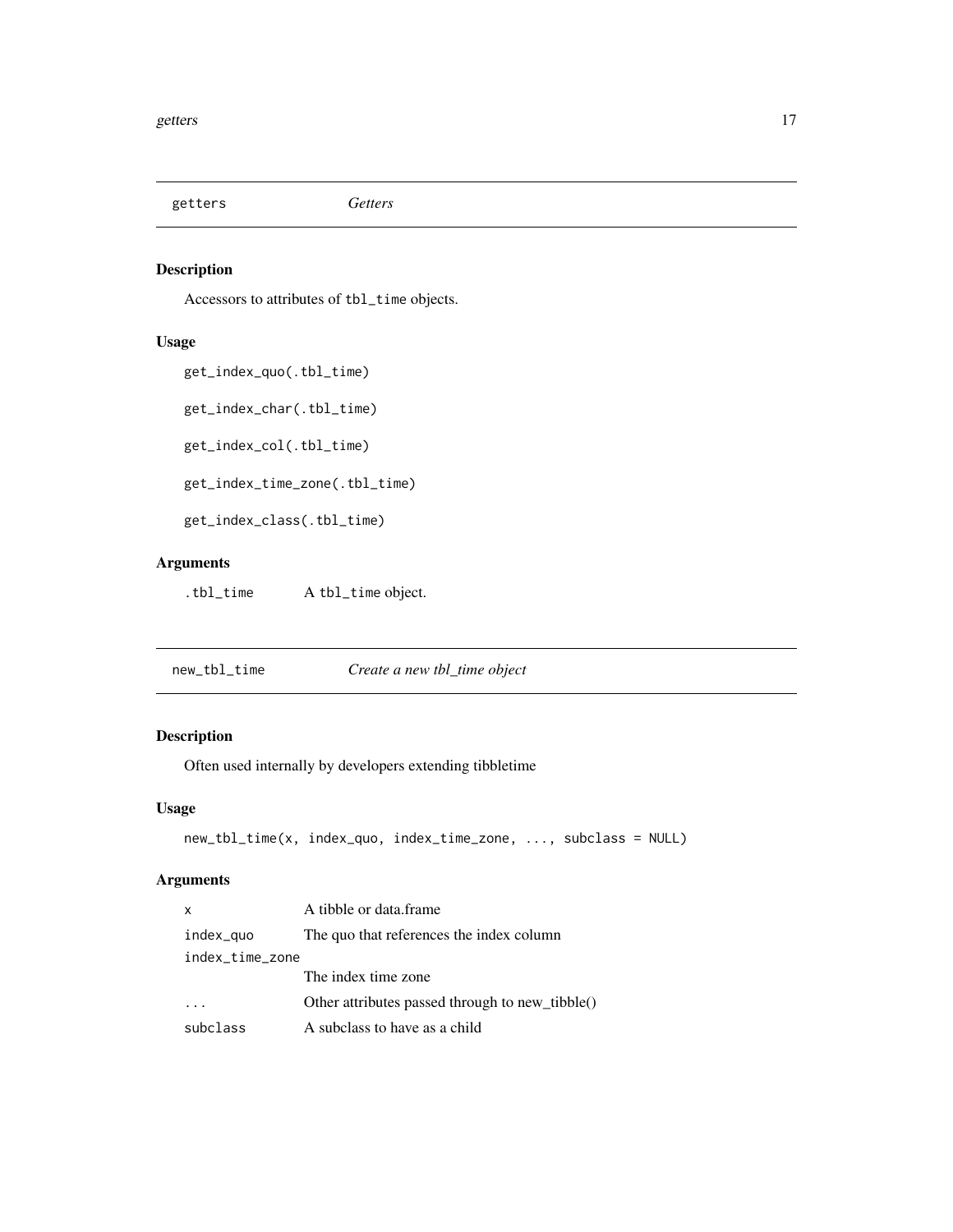## getters — *Getters*

### Description

Accessors to attributes of tbl_time objects.

### Usage

```
get_index_quo(.tbl_time)

get_index_char(.tbl_time)

get_index_col(.tbl_time)

get_index_time_zone(.tbl_time)

get_index_class(.tbl_time)
```

### Arguments

| | |
|---|---|
| .tbl_time | A tbl_time object. |

## new_tbl_time — *Create a new tbl_time object*

### Description

Often used internally by developers extending tibbletime

### Usage

```
new_tbl_time(x, index_quo, index_time_zone, ..., subclass = NULL)
```

### Arguments

| | |
|---|---|
| x | A tibble or data.frame |
| index_quo | The quo that references the index column |
| index_time_zone | The index time zone |
| ... | Other attributes passed through to new_tibble() |
| subclass | A subclass to have as a child |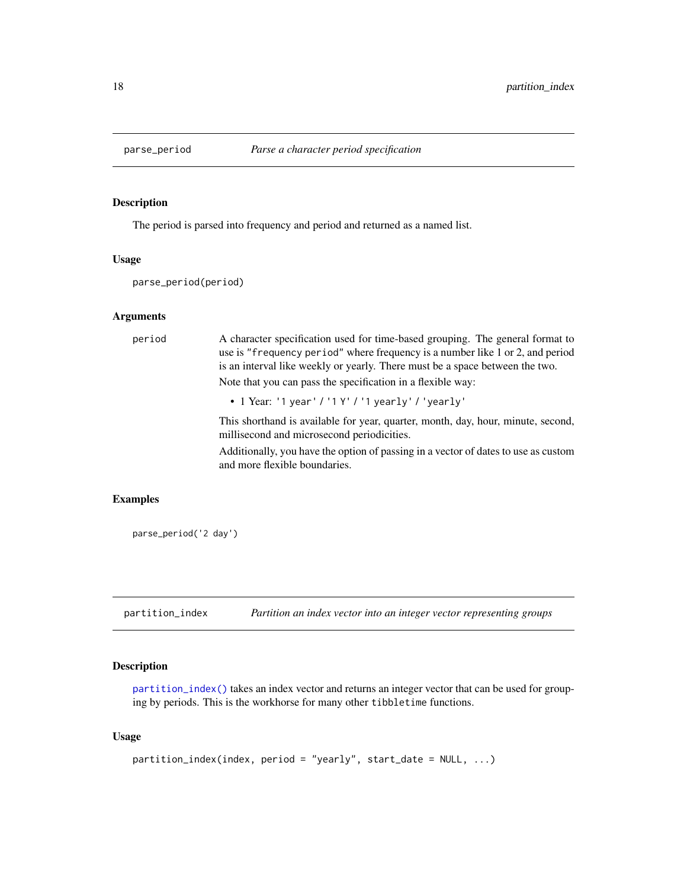## parse_period — *Parse a character period specification*

### Description

The period is parsed into frequency and period and returned as a named list.

### Usage

```
parse_period(period)
```

### Arguments

**period** — A character specification used for time-based grouping. The general format to use is `"frequency period"` where frequency is a number like 1 or 2, and period is an interval like weekly or yearly. There must be a space between the two.

Note that you can pass the specification in a flexible way:

- 1 Year: `'1 year'` / `'1 Y'` / `'1 yearly'` / `'yearly'`

This shorthand is available for year, quarter, month, day, hour, minute, second, millisecond and microsecond periodicities.

Additionally, you have the option of passing in a vector of dates to use as custom and more flexible boundaries.

### Examples

```
parse_period('2 day')
```

## partition_index — *Partition an index vector into an integer vector representing groups*

### Description

`partition_index()` takes an index vector and returns an integer vector that can be used for grouping by periods. This is the workhorse for many other `tibbletime` functions.

### Usage

```
partition_index(index, period = "yearly", start_date = NULL, ...)
```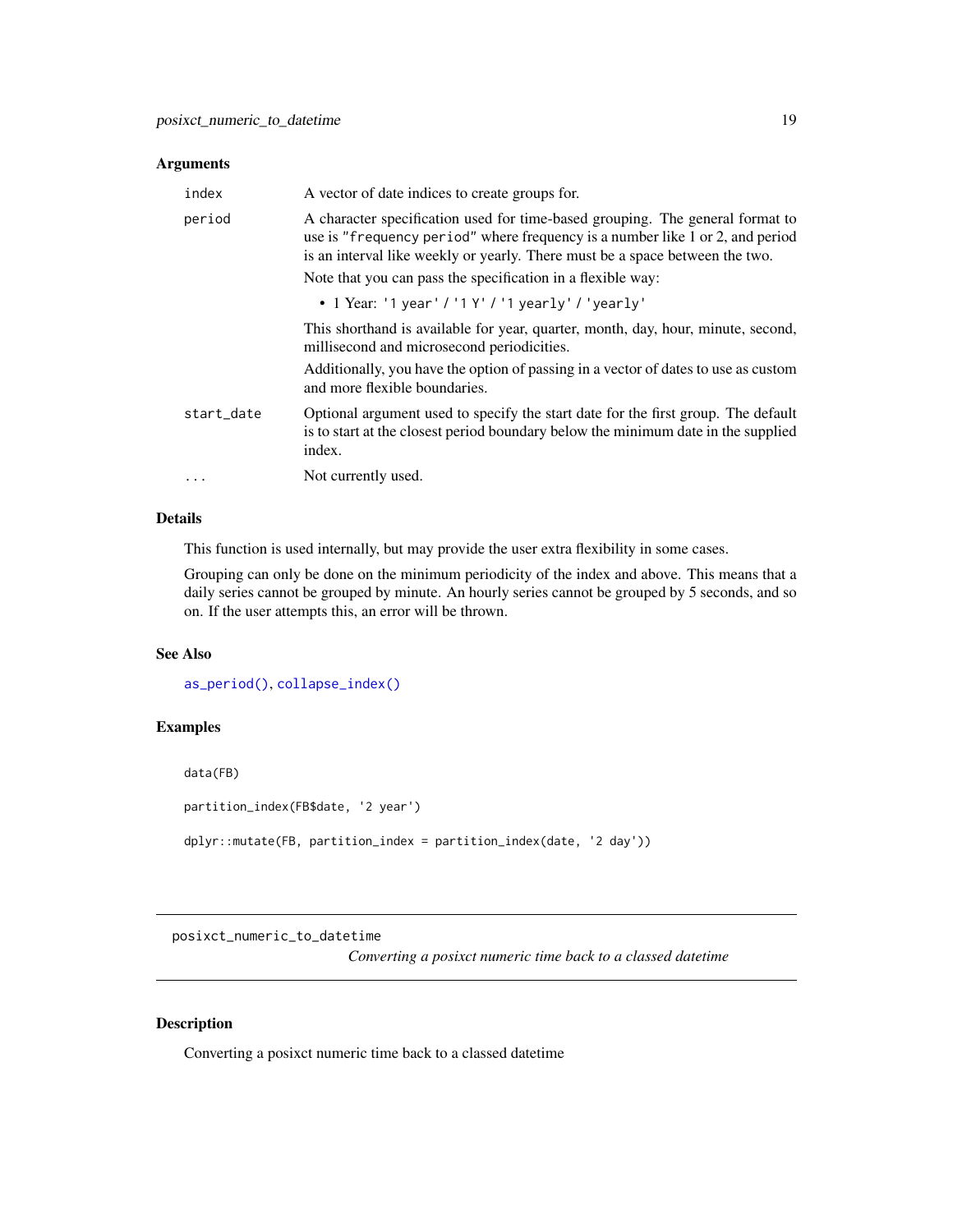### Arguments

| | |
|---|---|
| `index` | A vector of date indices to create groups for. |
| `period` | A character specification used for time-based grouping. The general format to use is `"frequency period"` where frequency is a number like 1 or 2, and period is an interval like weekly or yearly. There must be a space between the two. Note that you can pass the specification in a flexible way: <br>• 1 Year: `'1 year'` / `'1 Y'` / `'1 yearly'` / `'yearly'` <br>This shorthand is available for year, quarter, month, day, hour, minute, second, millisecond and microsecond periodicities. <br>Additionally, you have the option of passing in a vector of dates to use as custom and more flexible boundaries. |
| `start_date` | Optional argument used to specify the start date for the first group. The default is to start at the closest period boundary below the minimum date in the supplied index. |
| `...` | Not currently used. |

### Details

This function is used internally, but may provide the user extra flexibility in some cases.

Grouping can only be done on the minimum periodicity of the index and above. This means that a daily series cannot be grouped by minute. An hourly series cannot be grouped by 5 seconds, and so on. If the user attempts this, an error will be thrown.

### See Also

`as_period()`, `collapse_index()`

### Examples

```
data(FB)

partition_index(FB$date, '2 year')

dplyr::mutate(FB, partition_index = partition_index(date, '2 day'))
```

---

## posixct_numeric_to_datetime

*Converting a posixct numeric time back to a classed datetime*

---

### Description

Converting a posixct numeric time back to a classed datetime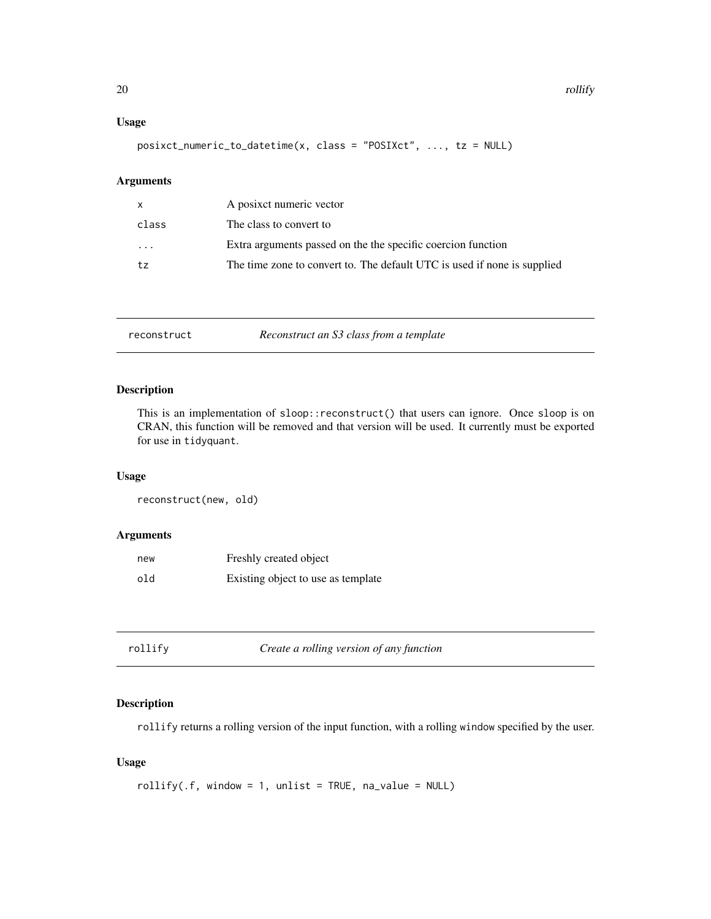## Usage

```
posixct_numeric_to_datetime(x, class = "POSIXct", ..., tz = NULL)
```

## Arguments

| | |
|---|---|
| x | A posixct numeric vector |
| class | The class to convert to |
| ... | Extra arguments passed on the the specific coercion function |
| tz | The time zone to convert to. The default UTC is used if none is supplied |

---

# reconstruct — *Reconstruct an S3 class from a template*

## Description

This is an implementation of sloop::reconstruct() that users can ignore. Once sloop is on CRAN, this function will be removed and that version will be used. It currently must be exported for use in tidyquant.

## Usage

```
reconstruct(new, old)
```

## Arguments

| | |
|---|---|
| new | Freshly created object |
| old | Existing object to use as template |

---

# rollify — *Create a rolling version of any function*

## Description

rollify returns a rolling version of the input function, with a rolling window specified by the user.

## Usage

```
rollify(.f, window = 1, unlist = TRUE, na_value = NULL)
```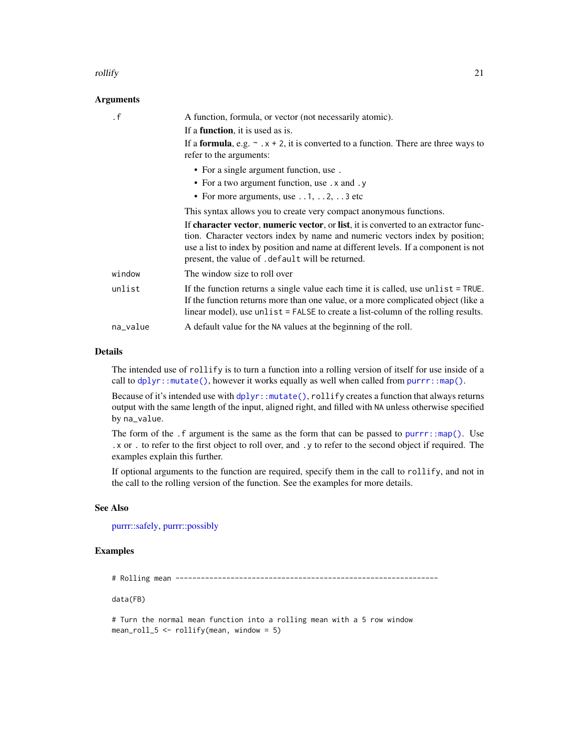### Arguments

| | |
|---|---|
| `.f` | A function, formula, or vector (not necessarily atomic).<br>If a **function**, it is used as is.<br>If a **formula**, e.g. `~ .x + 2`, it is converted to a function. There are three ways to refer to the arguments:<br>• For a single argument function, use `.`<br>• For a two argument function, use `.x` and `.y`<br>• For more arguments, use `..1`, `..2`, `..3` etc<br>This syntax allows you to create very compact anonymous functions.<br>If **character vector**, **numeric vector**, or **list**, it is converted to an extractor function. Character vectors index by name and numeric vectors index by position; use a list to index by position and name at different levels. If a component is not present, the value of `.default` will be returned. |
| `window` | The window size to roll over |
| `unlist` | If the function returns a single value each time it is called, use `unlist = TRUE`. If the function returns more than one value, or a more complicated object (like a linear model), use `unlist = FALSE` to create a list-column of the rolling results. |
| `na_value` | A default value for the `NA` values at the beginning of the roll. |

### Details

The intended use of `rollify` is to turn a function into a rolling version of itself for use inside of a call to `dplyr::mutate()`, however it works equally as well when called from `purrr::map()`.

Because of it's intended use with `dplyr::mutate()`, `rollify` creates a function that always returns output with the same length of the input, aligned right, and filled with `NA` unless otherwise specified by `na_value`.

The form of the `.f` argument is the same as the form that can be passed to `purrr::map()`. Use `.x` or `.` to refer to the first object to roll over, and `.y` to refer to the second object if required. The examples explain this further.

If optional arguments to the function are required, specify them in the call to `rollify`, and not in the call to the rolling version of the function. See the examples for more details.

### See Also

purrr::safely, purrr::possibly

### Examples

```
# Rolling mean --------------------------------------------------------------

data(FB)

# Turn the normal mean function into a rolling mean with a 5 row window
mean_roll_5 <- rollify(mean, window = 5)
```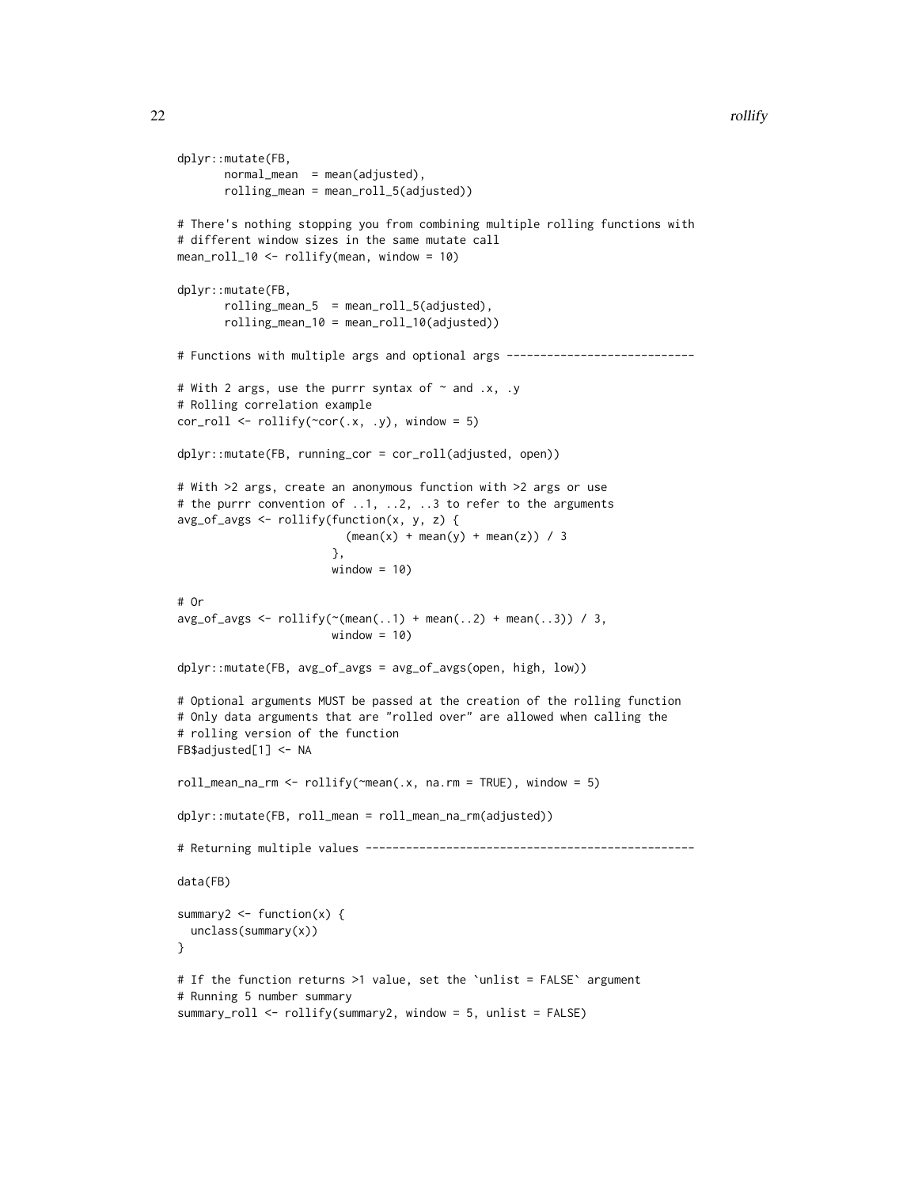```
dplyr::mutate(FB,
       normal_mean  = mean(adjusted),
       rolling_mean = mean_roll_5(adjusted))

# There's nothing stopping you from combining multiple rolling functions with
# different window sizes in the same mutate call
mean_roll_10 <- rollify(mean, window = 10)

dplyr::mutate(FB,
       rolling_mean_5  = mean_roll_5(adjusted),
       rolling_mean_10 = mean_roll_10(adjusted))

# Functions with multiple args and optional args ----------------------------

# With 2 args, use the purrr syntax of ~ and .x, .y
# Rolling correlation example
cor_roll <- rollify(~cor(.x, .y), window = 5)

dplyr::mutate(FB, running_cor = cor_roll(adjusted, open))

# With >2 args, create an anonymous function with >2 args or use
# the purrr convention of ..1, ..2, ..3 to refer to the arguments
avg_of_avgs <- rollify(function(x, y, z) {
                          (mean(x) + mean(y) + mean(z)) / 3
                       },
                       window = 10)

# Or
avg_of_avgs <- rollify(~(mean(..1) + mean(..2) + mean(..3)) / 3,
                       window = 10)

dplyr::mutate(FB, avg_of_avgs = avg_of_avgs(open, high, low))

# Optional arguments MUST be passed at the creation of the rolling function
# Only data arguments that are "rolled over" are allowed when calling the
# rolling version of the function
FB$adjusted[1] <- NA

roll_mean_na_rm <- rollify(~mean(.x, na.rm = TRUE), window = 5)

dplyr::mutate(FB, roll_mean = roll_mean_na_rm(adjusted))

# Returning multiple values -----------------------------------------------

data(FB)

summary2 <- function(x) {
  unclass(summary(x))
}

# If the function returns >1 value, set the `unlist = FALSE` argument
# Running 5 number summary
summary_roll <- rollify(summary2, window = 5, unlist = FALSE)
```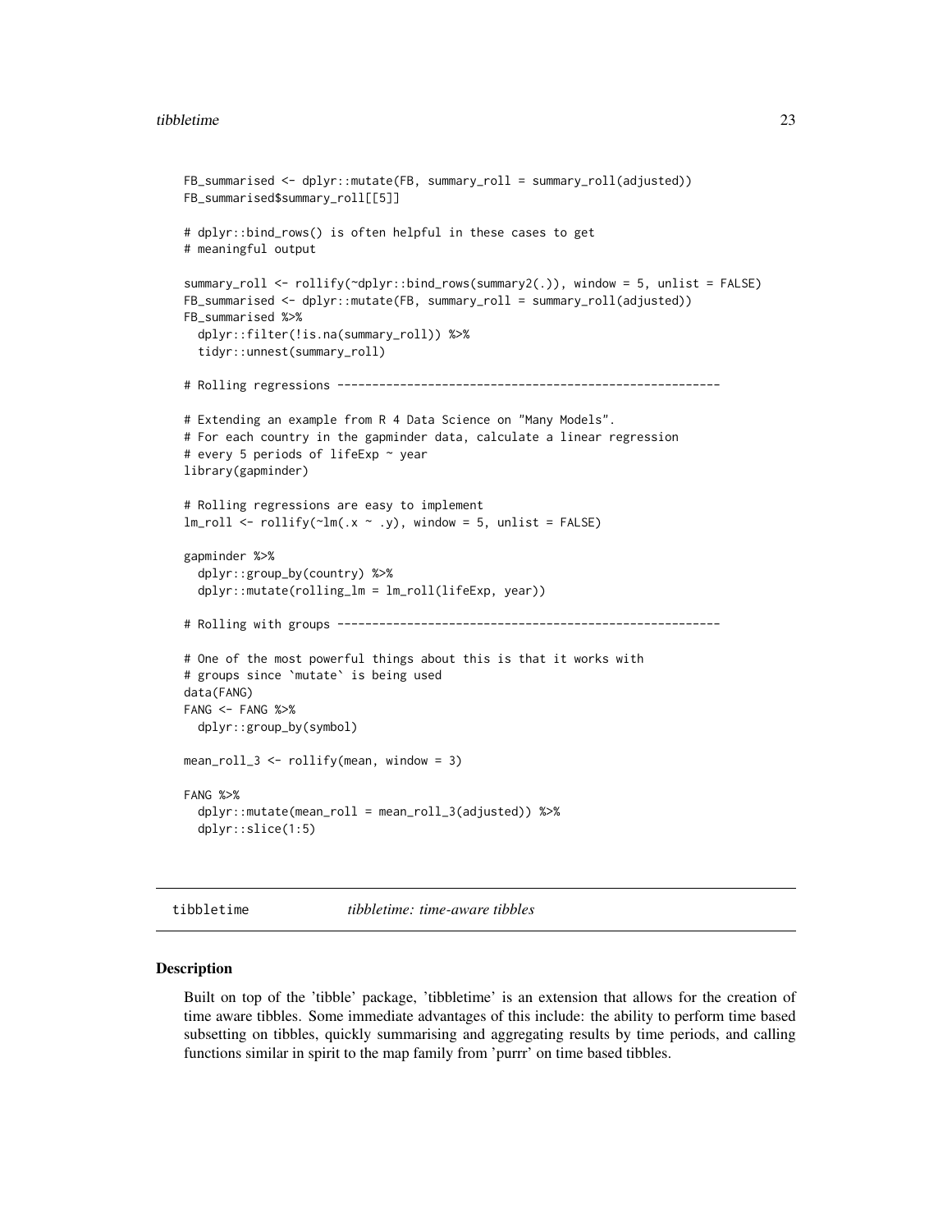```
FB_summarised <- dplyr::mutate(FB, summary_roll = summary_roll(adjusted))
FB_summarised$summary_roll[[5]]

# dplyr::bind_rows() is often helpful in these cases to get
# meaningful output

summary_roll <- rollify(~dplyr::bind_rows(summary2(.)), window = 5, unlist = FALSE)
FB_summarised <- dplyr::mutate(FB, summary_roll = summary_roll(adjusted))
FB_summarised %>%
  dplyr::filter(!is.na(summary_roll)) %>%
  tidyr::unnest(summary_roll)

# Rolling regressions ----------------------------------------------------

# Extending an example from R 4 Data Science on "Many Models".
# For each country in the gapminder data, calculate a linear regression
# every 5 periods of lifeExp ~ year
library(gapminder)

# Rolling regressions are easy to implement
lm_roll <- rollify(~lm(.x ~ .y), window = 5, unlist = FALSE)

gapminder %>%
  dplyr::group_by(country) %>%
  dplyr::mutate(rolling_lm = lm_roll(lifeExp, year))

# Rolling with groups ----------------------------------------------------

# One of the most powerful things about this is that it works with
# groups since `mutate` is being used
data(FANG)
FANG <- FANG %>%
  dplyr::group_by(symbol)

mean_roll_3 <- rollify(mean, window = 3)

FANG %>%
  dplyr::mutate(mean_roll = mean_roll_3(adjusted)) %>%
  dplyr::slice(1:5)
```

---

## tibbletime — *tibbletime: time-aware tibbles*

### Description

Built on top of the 'tibble' package, 'tibbletime' is an extension that allows for the creation of time aware tibbles. Some immediate advantages of this include: the ability to perform time based subsetting on tibbles, quickly summarising and aggregating results by time periods, and calling functions similar in spirit to the map family from 'purrr' on time based tibbles.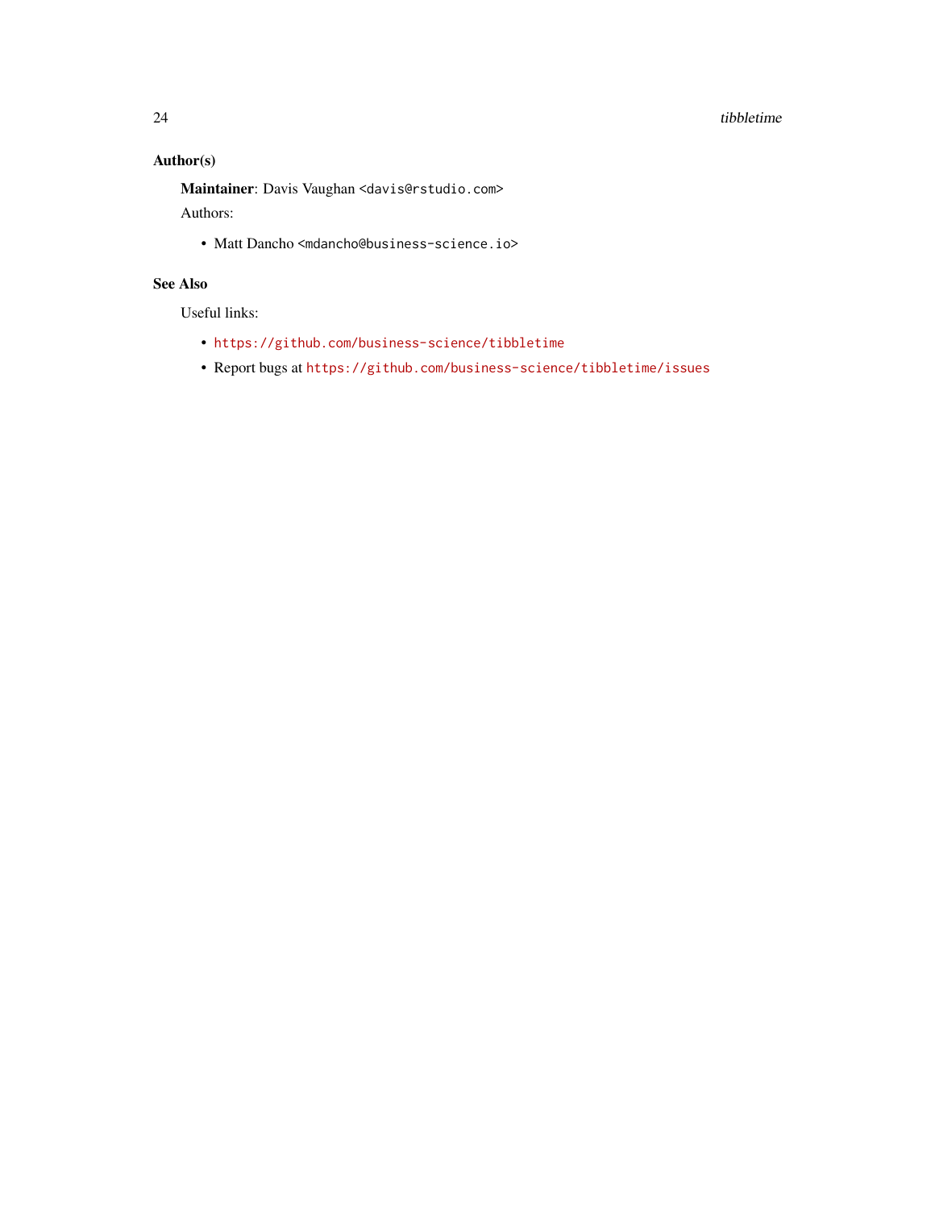## Author(s)

**Maintainer**: Davis Vaughan <davis@rstudio.com>

Authors:

- Matt Dancho <mdancho@business-science.io>

## See Also

Useful links:

- https://github.com/business-science/tibbletime
- Report bugs at https://github.com/business-science/tibbletime/issues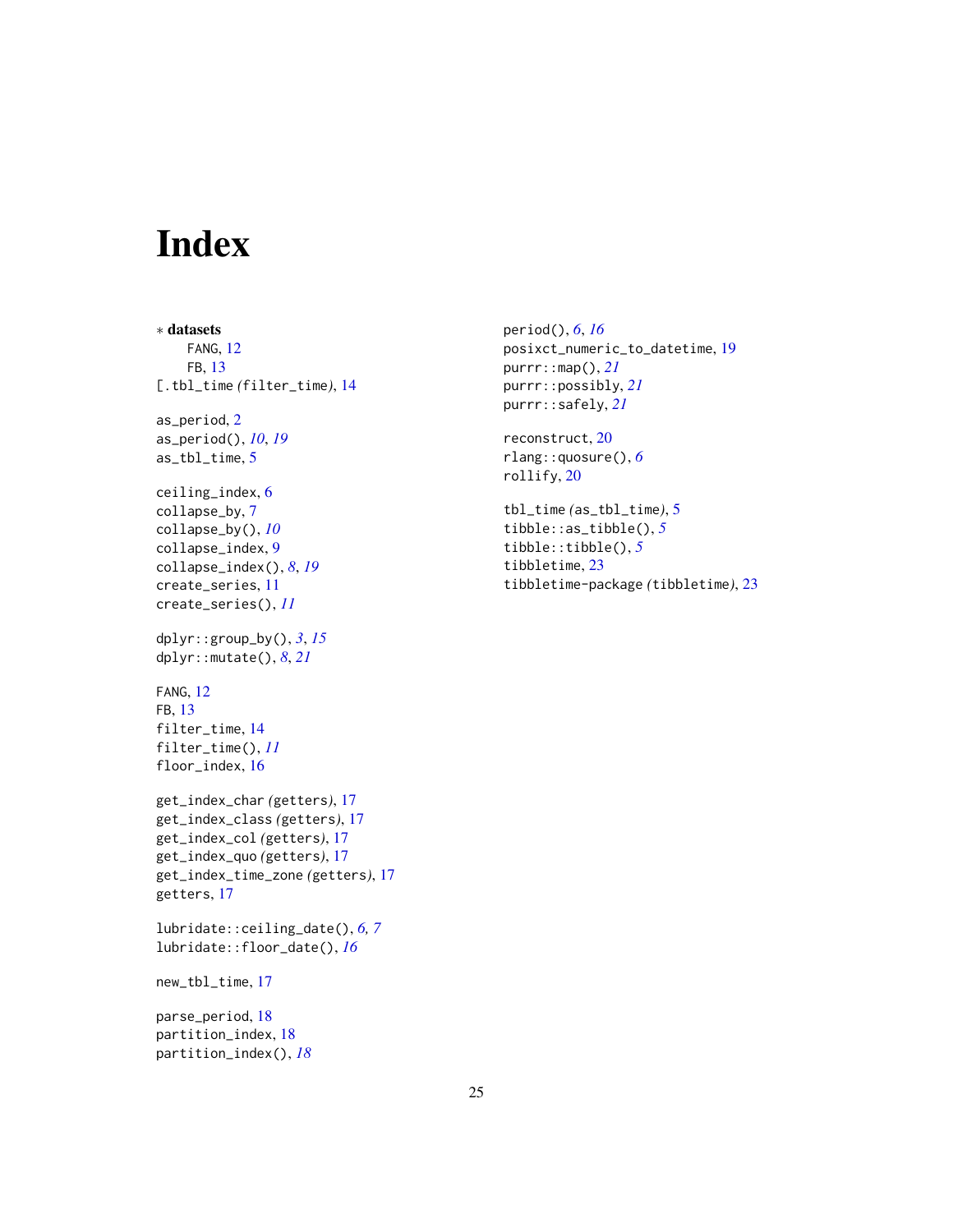# Index

∗ **datasets**
  FANG, 12
  FB, 13
[.tbl_time *(*filter_time*)*, 14

as_period, 2
as_period(), *10*, *19*
as_tbl_time, 5

ceiling_index, 6
collapse_by, 7
collapse_by(), *10*
collapse_index, 9
collapse_index(), *8*, *19*
create_series, 11
create_series(), *11*

dplyr::group_by(), *3*, *15*
dplyr::mutate(), *8*, *21*

FANG, 12
FB, 13
filter_time, 14
filter_time(), *11*
floor_index, 16

get_index_char *(*getters*)*, 17
get_index_class *(*getters*)*, 17
get_index_col *(*getters*)*, 17
get_index_quo *(*getters*)*, 17
get_index_time_zone *(*getters*)*, 17
getters, 17

lubridate::ceiling_date(), *6, 7*
lubridate::floor_date(), *16*

new_tbl_time, 17

parse_period, 18
partition_index, 18
partition_index(), *18*
period(), *6*, *16*
posixct_numeric_to_datetime, 19
purrr::map(), *21*
purrr::possibly, *21*
purrr::safely, *21*

reconstruct, 20
rlang::quosure(), *6*
rollify, 20

tbl_time *(*as_tbl_time*)*, 5
tibble::as_tibble(), *5*
tibble::tibble(), *5*
tibbletime, 23
tibbletime-package *(*tibbletime*)*, 23